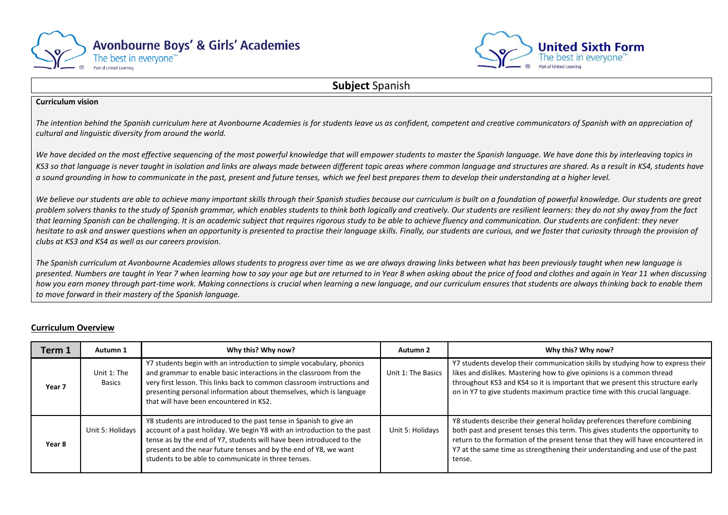**Avonbourne Boys' & Girls' Academies**
The best in everyone™
Part of United Learning

**United Sixth Form**
The best in everyone™
Part of United Learning

## **Subject** Spanish

**Curriculum vision**

*The intention behind the Spanish curriculum here at Avonbourne Academies is for students leave us as confident, competent and creative communicators of Spanish with an appreciation of cultural and linguistic diversity from around the world.*

*We have decided on the most effective sequencing of the most powerful knowledge that will empower students to master the Spanish language. We have done this by interleaving topics in KS3 so that language is never taught in isolation and links are always made between different topic areas where common language and structures are shared. As a result in KS4, students have a sound grounding in how to communicate in the past, present and future tenses, which we feel best prepares them to develop their understanding at a higher level.*

*We believe our students are able to achieve many important skills through their Spanish studies because our curriculum is built on a foundation of powerful knowledge. Our students are great problem solvers thanks to the study of Spanish grammar, which enables students to think both logically and creatively. Our students are resilient learners: they do not shy away from the fact that learning Spanish can be challenging. It is an academic subject that requires rigorous study to be able to achieve fluency and communication. Our students are confident: they never hesitate to ask and answer questions when an opportunity is presented to practise their language skills. Finally, our students are curious, and we foster that curiosity through the provision of clubs at KS3 and KS4 as well as our careers provision.*

*The Spanish curriculum at Avonbourne Academies allows students to progress over time as we are always drawing links between what has been previously taught when new language is presented. Numbers are taught in Year 7 when learning how to say your age but are returned to in Year 8 when asking about the price of food and clothes and again in Year 11 when discussing how you earn money through part-time work. Making connections is crucial when learning a new language, and our curriculum ensures that students are always thinking back to enable them to move forward in their mastery of the Spanish language.*

**Curriculum Overview**

| Term 1 | Autumn 1 | Why this? Why now? | Autumn 2 | Why this? Why now? |
| --- | --- | --- | --- | --- |
| **Year 7** | Unit 1: The Basics | Y7 students begin with an introduction to simple vocabulary, phonics and grammar to enable basic interactions in the classroom from the very first lesson. This links back to common classroom instructions and presenting personal information about themselves, which is language that will have been encountered in KS2. | Unit 1: The Basics | Y7 students develop their communication skills by studying how to express their likes and dislikes. Mastering how to give opinions is a common thread throughout KS3 and KS4 so it is important that we present this structure early on in Y7 to give students maximum practice time with this crucial language. |
| **Year 8** | Unit 5: Holidays | Y8 students are introduced to the past tense in Spanish to give an account of a past holiday. We begin Y8 with an introduction to the past tense as by the end of Y7, students will have been introduced to the present and the near future tenses and by the end of Y8, we want students to be able to communicate in three tenses. | Unit 5: Holidays | Y8 students describe their general holiday preferences therefore combining both past and present tenses this term. This gives students the opportunity to return to the formation of the present tense that they will have encountered in Y7 at the same time as strengthening their understanding and use of the past tense. |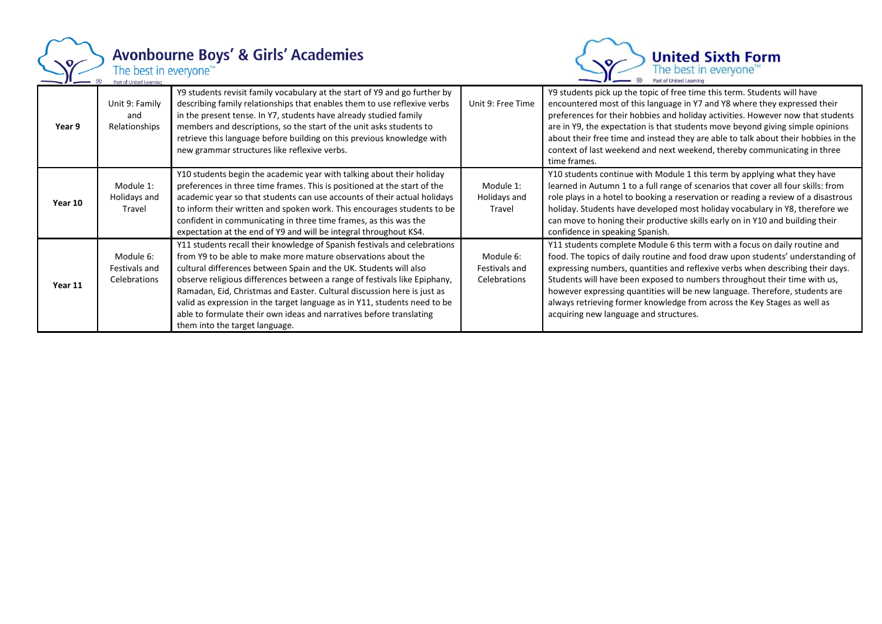**Avonbourne Boys' & Girls' Academies**
The best in everyone™
Part of United Learning

**United Sixth Form**
The best in everyone™
Part of United Learning

| | | | | |
|---|---|---|---|---|
| **Year 9** | Unit 9: Family and Relationships | Y9 students revisit family vocabulary at the start of Y9 and go further by describing family relationships that enables them to use reflexive verbs in the present tense. In Y7, students have already studied family members and descriptions, so the start of the unit asks students to retrieve this language before building on this previous knowledge with new grammar structures like reflexive verbs. | Unit 9: Free Time | Y9 students pick up the topic of free time this term. Students will have encountered most of this language in Y7 and Y8 where they expressed their preferences for their hobbies and holiday activities. However now that students are in Y9, the expectation is that students move beyond giving simple opinions about their free time and instead they are able to talk about their hobbies in the context of last weekend and next weekend, thereby communicating in three time frames. |
| **Year 10** | Module 1: Holidays and Travel | Y10 students begin the academic year with talking about their holiday preferences in three time frames. This is positioned at the start of the academic year so that students can use accounts of their actual holidays to inform their written and spoken work. This encourages students to be confident in communicating in three time frames, as this was the expectation at the end of Y9 and will be integral throughout KS4. | Module 1: Holidays and Travel | Y10 students continue with Module 1 this term by applying what they have learned in Autumn 1 to a full range of scenarios that cover all four skills: from role plays in a hotel to booking a reservation or reading a review of a disastrous holiday. Students have developed most holiday vocabulary in Y8, therefore we can move to honing their productive skills early on in Y10 and building their confidence in speaking Spanish. |
| **Year 11** | Module 6: Festivals and Celebrations | Y11 students recall their knowledge of Spanish festivals and celebrations from Y9 to be able to make more mature observations about the cultural differences between Spain and the UK. Students will also observe religious differences between a range of festivals like Epiphany, Ramadan, Eid, Christmas and Easter. Cultural discussion here is just as valid as expression in the target language as in Y11, students need to be able to formulate their own ideas and narratives before translating them into the target language. | Module 6: Festivals and Celebrations | Y11 students complete Module 6 this term with a focus on daily routine and food. The topics of daily routine and food draw upon students' understanding of expressing numbers, quantities and reflexive verbs when describing their days. Students will have been exposed to numbers throughout their time with us, however expressing quantities will be new language. Therefore, students are always retrieving former knowledge from across the Key Stages as well as acquiring new language and structures. |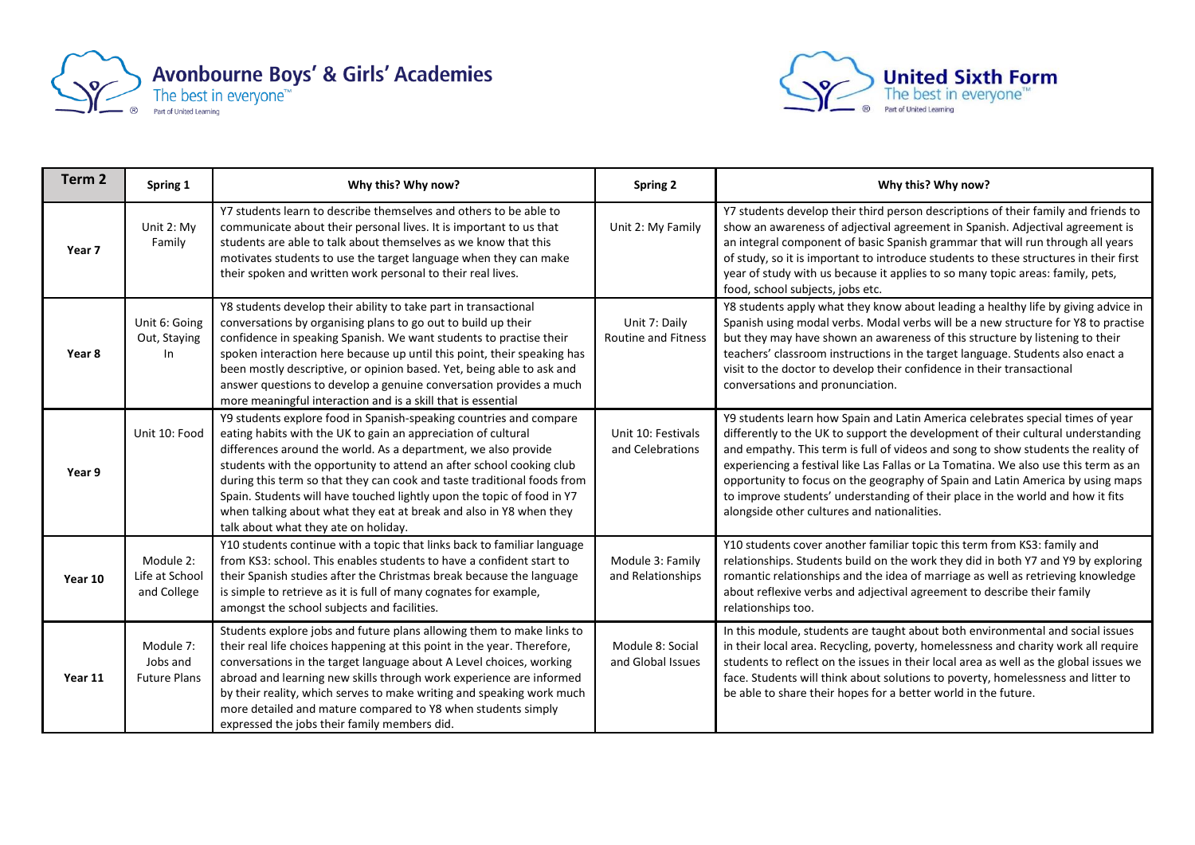| Term 2 | Spring 1 | Why this? Why now? | Spring 2 | Why this? Why now? |
|---|---|---|---|---|
| Year 7 | Unit 2: My Family | Y7 students learn to describe themselves and others to be able to communicate about their personal lives. It is important to us that students are able to talk about themselves as we know that this motivates students to use the target language when they can make their spoken and written work personal to their real lives. | Unit 2: My Family | Y7 students develop their third person descriptions of their family and friends to show an awareness of adjectival agreement in Spanish. Adjectival agreement is an integral component of basic Spanish grammar that will run through all years of study, so it is important to introduce students to these structures in their first year of study with us because it applies to so many topic areas: family, pets, food, school subjects, jobs etc. |
| Year 8 | Unit 6: Going Out, Staying In | Y8 students develop their ability to take part in transactional conversations by organising plans to go out to build up their confidence in speaking Spanish. We want students to practise their spoken interaction here because up until this point, their speaking has been mostly descriptive, or opinion based. Yet, being able to ask and answer questions to develop a genuine conversation provides a much more meaningful interaction and is a skill that is essential | Unit 7: Daily Routine and Fitness | Y8 students apply what they know about leading a healthy life by giving advice in Spanish using modal verbs. Modal verbs will be a new structure for Y8 to practise but they may have shown an awareness of this structure by listening to their teachers' classroom instructions in the target language. Students also enact a visit to the doctor to develop their confidence in their transactional conversations and pronunciation. |
| Year 9 | Unit 10: Food | Y9 students explore food in Spanish-speaking countries and compare eating habits with the UK to gain an appreciation of cultural differences around the world. As a department, we also provide students with the opportunity to attend an after school cooking club during this term so that they can cook and taste traditional foods from Spain. Students will have touched lightly upon the topic of food in Y7 when talking about what they eat at break and also in Y8 when they talk about what they ate on holiday. | Unit 10: Festivals and Celebrations | Y9 students learn how Spain and Latin America celebrates special times of year differently to the UK to support the development of their cultural understanding and empathy. This term is full of videos and song to show students the reality of experiencing a festival like Las Fallas or La Tomatina. We also use this term as an opportunity to focus on the geography of Spain and Latin America by using maps to improve students' understanding of their place in the world and how it fits alongside other cultures and nationalities. |
| Year 10 | Module 2: Life at School and College | Y10 students continue with a topic that links back to familiar language from KS3: school. This enables students to have a confident start to their Spanish studies after the Christmas break because the language is simple to retrieve as it is full of many cognates for example, amongst the school subjects and facilities. | Module 3: Family and Relationships | Y10 students cover another familiar topic this term from KS3: family and relationships. Students build on the work they did in both Y7 and Y9 by exploring romantic relationships and the idea of marriage as well as retrieving knowledge about reflexive verbs and adjectival agreement to describe their family relationships too. |
| Year 11 | Module 7: Jobs and Future Plans | Students explore jobs and future plans allowing them to make links to their real life choices happening at this point in the year. Therefore, conversations in the target language about A Level choices, working abroad and learning new skills through work experience are informed by their reality, which serves to make writing and speaking work much more detailed and mature compared to Y8 when students simply expressed the jobs their family members did. | Module 8: Social and Global Issues | In this module, students are taught about both environmental and social issues in their local area. Recycling, poverty, homelessness and charity work all require students to reflect on the issues in their local area as well as the global issues we face. Students will think about solutions to poverty, homelessness and litter to be able to share their hopes for a better world in the future. |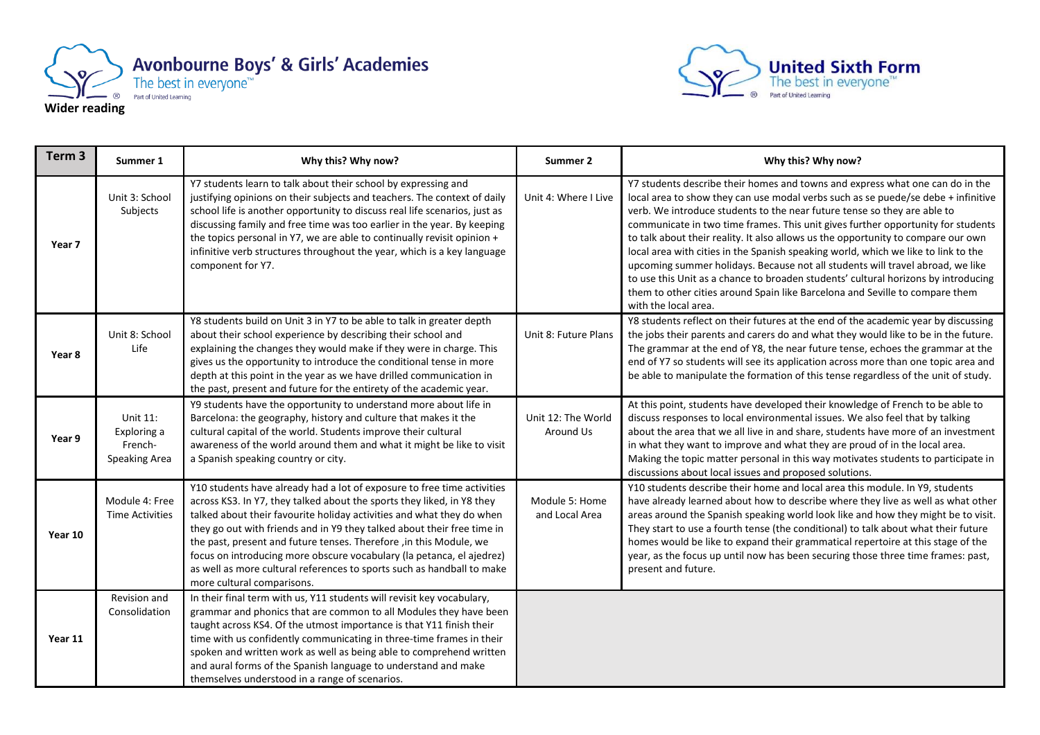Avonbourne Boys' & Girls' Academies
The best in everyone™
Part of United Learning

**Wider reading**

United Sixth Form
The best in everyone™
Part of United Learning

| Term 3 | Summer 1 | Why this? Why now? | Summer 2 | Why this? Why now? |
|---|---|---|---|---|
| Year 7 | Unit 3: School Subjects | Y7 students learn to talk about their school by expressing and justifying opinions on their subjects and teachers. The context of daily school life is another opportunity to discuss real life scenarios, just as discussing family and free time was too earlier in the year. By keeping the topics personal in Y7, we are able to continually revisit opinion + infinitive verb structures throughout the year, which is a key language component for Y7. | Unit 4: Where I Live | Y7 students describe their homes and towns and express what one can do in the local area to show they can use modal verbs such as se puede/se debe + infinitive verb. We introduce students to the near future tense so they are able to communicate in two time frames. This unit gives further opportunity for students to talk about their reality. It also allows us the opportunity to compare our own local area with cities in the Spanish speaking world, which we like to link to the upcoming summer holidays. Because not all students will travel abroad, we like to use this Unit as a chance to broaden students' cultural horizons by introducing them to other cities around Spain like Barcelona and Seville to compare them with the local area. |
| Year 8 | Unit 8: School Life | Y8 students build on Unit 3 in Y7 to be able to talk in greater depth about their school experience by describing their school and explaining the changes they would make if they were in charge. This gives us the opportunity to introduce the conditional tense in more depth at this point in the year as we have drilled communication in the past, present and future for the entirety of the academic year. | Unit 8: Future Plans | Y8 students reflect on their futures at the end of the academic year by discussing the jobs their parents and carers do and what they would like to be in the future. The grammar at the end of Y8, the near future tense, echoes the grammar at the end of Y7 so students will see its application across more than one topic area and be able to manipulate the formation of this tense regardless of the unit of study. |
| Year 9 | Unit 11: Exploring a French-Speaking Area | Y9 students have the opportunity to understand more about life in Barcelona: the geography, history and culture that makes it the cultural capital of the world. Students improve their cultural awareness of the world around them and what it might be like to visit a Spanish speaking country or city. | Unit 12: The World Around Us | At this point, students have developed their knowledge of French to be able to discuss responses to local environmental issues. We also feel that by talking about the area that we all live in and share, students have more of an investment in what they want to improve and what they are proud of in the local area. Making the topic matter personal in this way motivates students to participate in discussions about local issues and proposed solutions. |
| Year 10 | Module 4: Free Time Activities | Y10 students have already had a lot of exposure to free time activities across KS3. In Y7, they talked about the sports they liked, in Y8 they talked about their favourite holiday activities and what they do when they go out with friends and in Y9 they talked about their free time in the past, present and future tenses. Therefore ,in this Module, we focus on introducing more obscure vocabulary (la petanca, el ajedrez) as well as more cultural references to sports such as handball to make more cultural comparisons. | Module 5: Home and Local Area | Y10 students describe their home and local area this module. In Y9, students have already learned about how to describe where they live as well as what other areas around the Spanish speaking world look like and how they might be to visit. They start to use a fourth tense (the conditional) to talk about what their future homes would be like to expand their grammatical repertoire at this stage of the year, as the focus up until now has been securing those three time frames: past, present and future. |
| Year 11 | Revision and Consolidation | In their final term with us, Y11 students will revisit key vocabulary, grammar and phonics that are common to all Modules they have been taught across KS4. Of the utmost importance is that Y11 finish their time with us confidently communicating in three-time frames in their spoken and written work as well as being able to comprehend written and aural forms of the Spanish language to understand and make themselves understood in a range of scenarios. | | |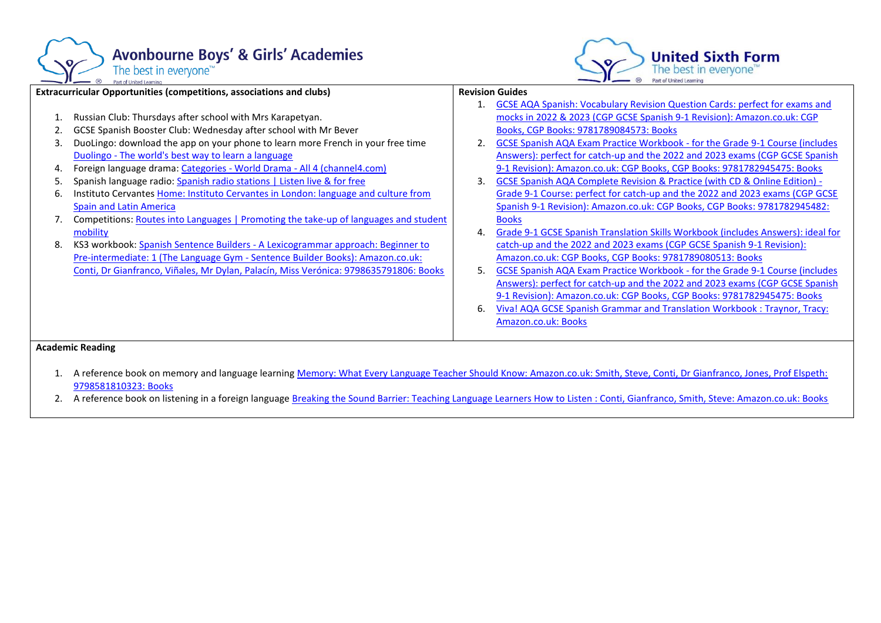Avonbourne Boys' & Girls' Academies
The best in everyone™
Part of United Learning

United Sixth Form
The best in everyone™
Part of United Learning

**Extracurricular Opportunities (competitions, associations and clubs)**

1. Russian Club: Thursdays after school with Mrs Karapetyan.
2. GCSE Spanish Booster Club: Wednesday after school with Mr Bever
3. DuoLingo: download the app on your phone to learn more French in your free time Duolingo - The world's best way to learn a language
4. Foreign language drama: Categories - World Drama - All 4 (channel4.com)
5. Spanish language radio: Spanish radio stations | Listen live & for free
6. Instituto Cervantes Home: Instituto Cervantes in London: language and culture from Spain and Latin America
7. Competitions: Routes into Languages | Promoting the take-up of languages and student mobility
8. KS3 workbook: Spanish Sentence Builders - A Lexicogrammar approach: Beginner to Pre-intermediate: 1 (The Language Gym - Sentence Builder Books): Amazon.co.uk: Conti, Dr Gianfranco, Viñales, Mr Dylan, Palacín, Miss Verónica: 9798635791806: Books

**Revision Guides**

1. GCSE AQA Spanish: Vocabulary Revision Question Cards: perfect for exams and mocks in 2022 & 2023 (CGP GCSE Spanish 9-1 Revision): Amazon.co.uk: CGP Books, CGP Books: 9781789084573: Books
2. GCSE Spanish AQA Exam Practice Workbook - for the Grade 9-1 Course (includes Answers): perfect for catch-up and the 2022 and 2023 exams (CGP GCSE Spanish 9-1 Revision): Amazon.co.uk: CGP Books, CGP Books: 9781782945475: Books
3. GCSE Spanish AQA Complete Revision & Practice (with CD & Online Edition) - Grade 9-1 Course: perfect for catch-up and the 2022 and 2023 exams (CGP GCSE Spanish 9-1 Revision): Amazon.co.uk: CGP Books, CGP Books: 9781782945482: Books
4. Grade 9-1 GCSE Spanish Translation Skills Workbook (includes Answers): ideal for catch-up and the 2022 and 2023 exams (CGP GCSE Spanish 9-1 Revision): Amazon.co.uk: CGP Books, CGP Books: 9781789080513: Books
5. GCSE Spanish AQA Exam Practice Workbook - for the Grade 9-1 Course (includes Answers): perfect for catch-up and the 2022 and 2023 exams (CGP GCSE Spanish 9-1 Revision): Amazon.co.uk: CGP Books, CGP Books: 9781782945475: Books
6. Viva! AQA GCSE Spanish Grammar and Translation Workbook : Traynor, Tracy: Amazon.co.uk: Books

**Academic Reading**

1. A reference book on memory and language learning Memory: What Every Language Teacher Should Know: Amazon.co.uk: Smith, Steve, Conti, Dr Gianfranco, Jones, Prof Elspeth: 9798581810323: Books
2. A reference book on listening in a foreign language Breaking the Sound Barrier: Teaching Language Learners How to Listen : Conti, Gianfranco, Smith, Steve: Amazon.co.uk: Books